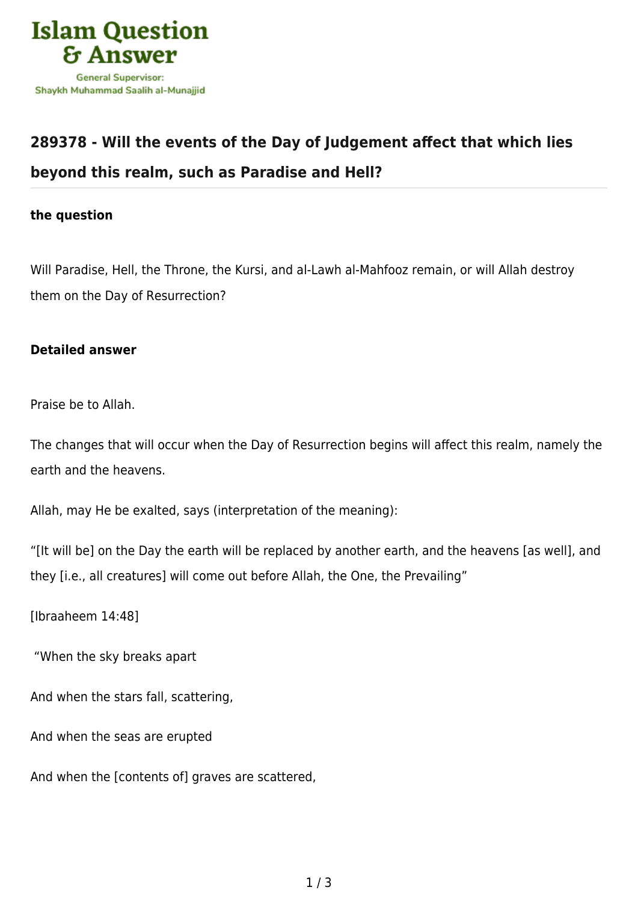Islam Question & Answer

General Supervisor: Shaykh Muhammad Saalih al-Munajjid

## 289378 - Will the events of the Day of Judgement affect that which lies beyond this realm, such as Paradise and Hell?

### the question

Will Paradise, Hell, the Throne, the Kursi, and al-Lawh al-Mahfooz remain, or will Allah destroy them on the Day of Resurrection?

### Detailed answer

Praise be to Allah.

The changes that will occur when the Day of Resurrection begins will affect this realm, namely the earth and the heavens.

Allah, may He be exalted, says (interpretation of the meaning):

"[It will be] on the Day the earth will be replaced by another earth, and the heavens [as well], and they [i.e., all creatures] will come out before Allah, the One, the Prevailing"

[Ibraaheem 14:48]

"When the sky breaks apart

And when the stars fall, scattering,

And when the seas are erupted

And when the [contents of] graves are scattered,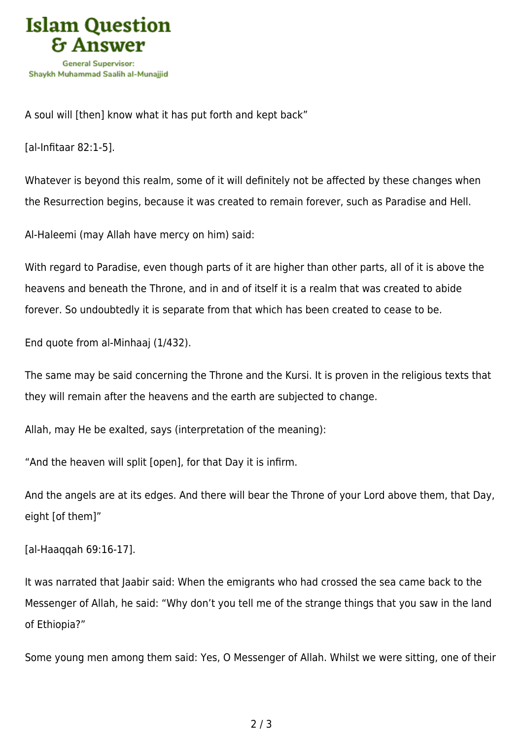A soul will [then] know what it has put forth and kept back”

[al-Infitaar 82:1-5].

Whatever is beyond this realm, some of it will definitely not be affected by these changes when the Resurrection begins, because it was created to remain forever, such as Paradise and Hell.

Al-Haleemi (may Allah have mercy on him) said:

With regard to Paradise, even though parts of it are higher than other parts, all of it is above the heavens and beneath the Throne, and in and of itself it is a realm that was created to abide forever. So undoubtedly it is separate from that which has been created to cease to be.

End quote from al-Minhaaj (1/432).

The same may be said concerning the Throne and the Kursi. It is proven in the religious texts that they will remain after the heavens and the earth are subjected to change.

Allah, may He be exalted, says (interpretation of the meaning):

“And the heaven will split [open], for that Day it is infirm.

And the angels are at its edges. And there will bear the Throne of your Lord above them, that Day, eight [of them]”

[al-Haaqqah 69:16-17].

It was narrated that Jaabir said: When the emigrants who had crossed the sea came back to the Messenger of Allah, he said: “Why don’t you tell me of the strange things that you saw in the land of Ethiopia?”

Some young men among them said: Yes, O Messenger of Allah. Whilst we were sitting, one of their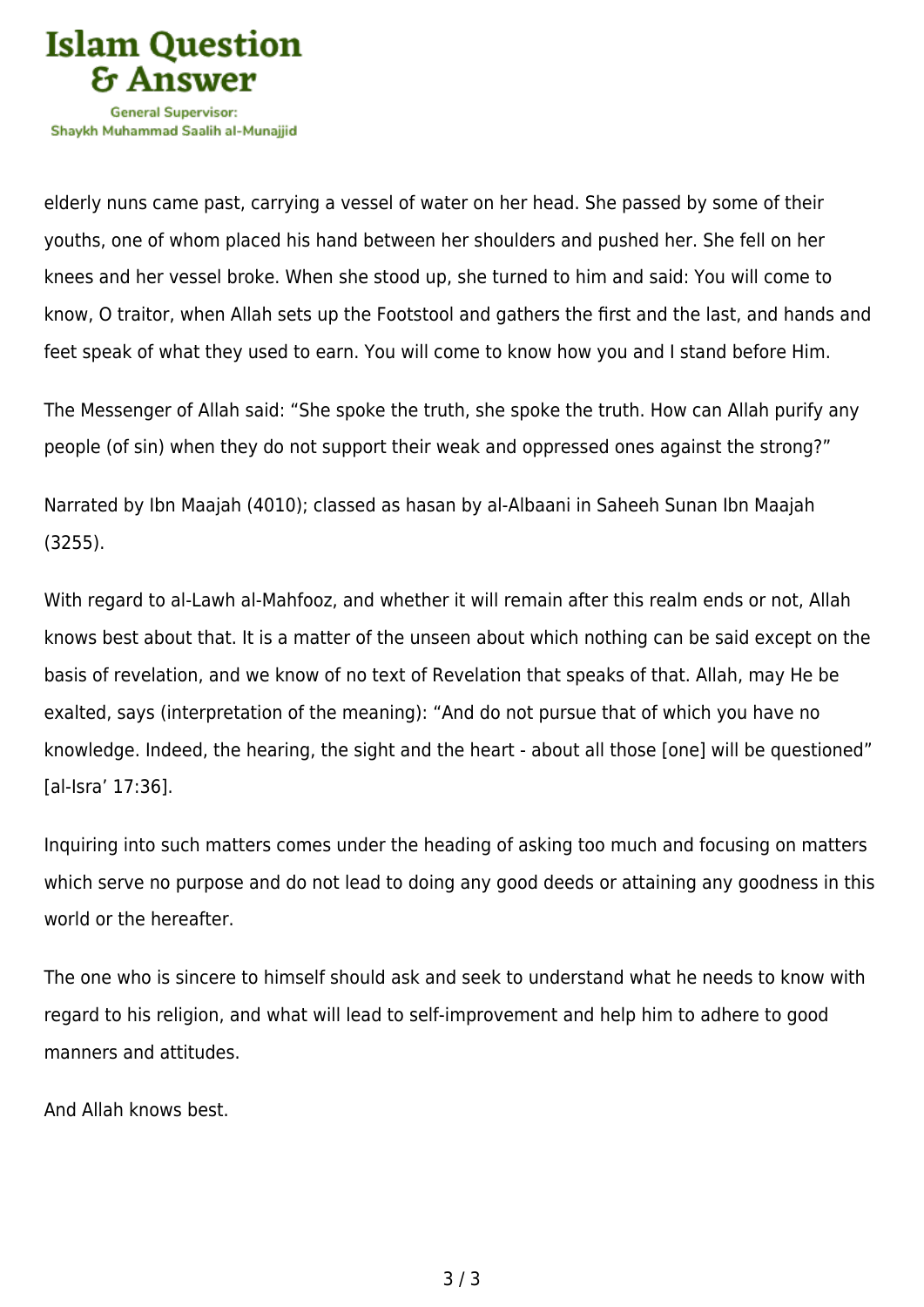elderly nuns came past, carrying a vessel of water on her head. She passed by some of their youths, one of whom placed his hand between her shoulders and pushed her. She fell on her knees and her vessel broke. When she stood up, she turned to him and said: You will come to know, O traitor, when Allah sets up the Footstool and gathers the first and the last, and hands and feet speak of what they used to earn. You will come to know how you and I stand before Him.

The Messenger of Allah said: “She spoke the truth, she spoke the truth. How can Allah purify any people (of sin) when they do not support their weak and oppressed ones against the strong?”

Narrated by Ibn Maajah (4010); classed as hasan by al-Albaani in Saheeh Sunan Ibn Maajah (3255).

With regard to al-Lawh al-Mahfooz, and whether it will remain after this realm ends or not, Allah knows best about that. It is a matter of the unseen about which nothing can be said except on the basis of revelation, and we know of no text of Revelation that speaks of that. Allah, may He be exalted, says (interpretation of the meaning): “And do not pursue that of which you have no knowledge. Indeed, the hearing, the sight and the heart - about all those [one] will be questioned” [al-Isra’ 17:36].

Inquiring into such matters comes under the heading of asking too much and focusing on matters which serve no purpose and do not lead to doing any good deeds or attaining any goodness in this world or the hereafter.

The one who is sincere to himself should ask and seek to understand what he needs to know with regard to his religion, and what will lead to self-improvement and help him to adhere to good manners and attitudes.

And Allah knows best.